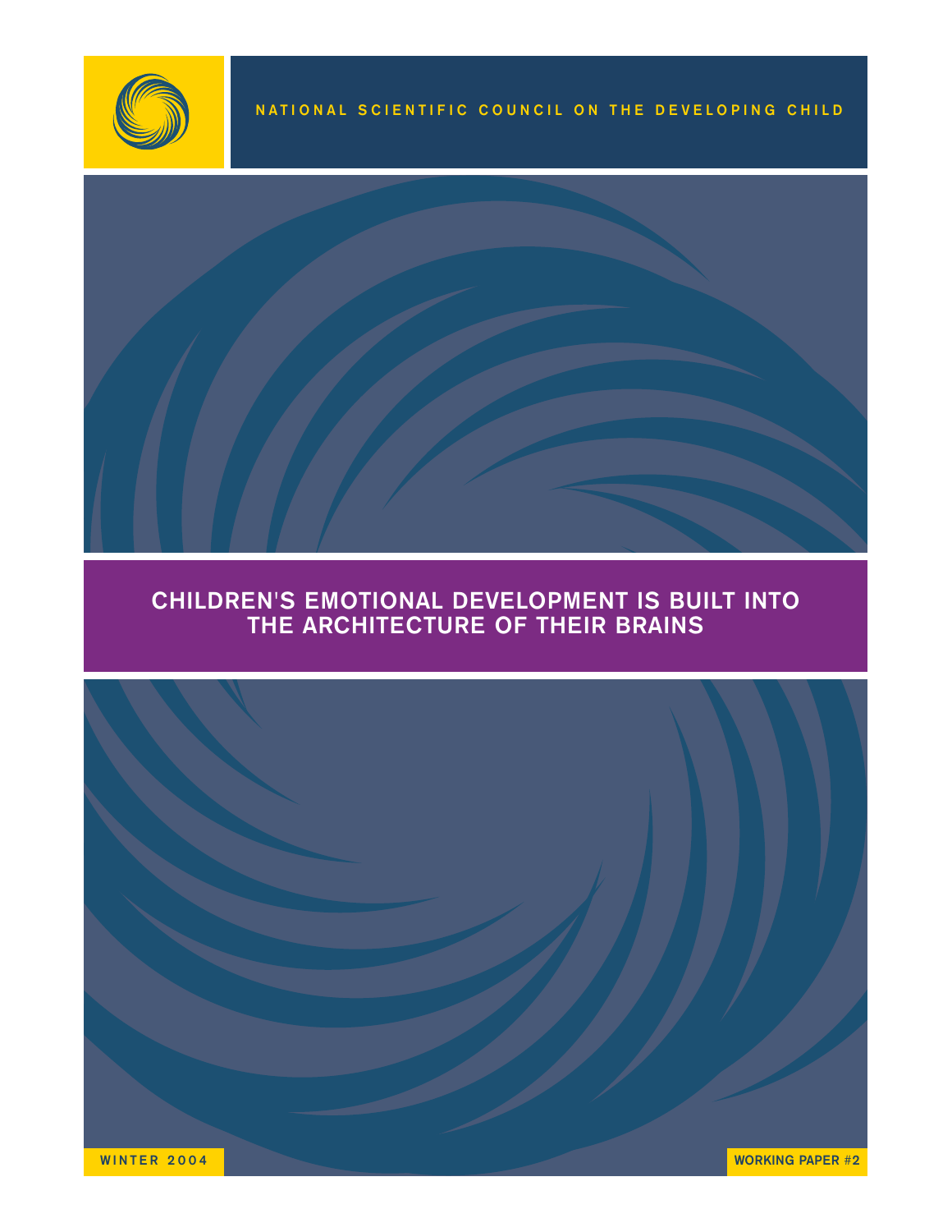NATIONAL SCIENTIFIC COUNCIL ON THE DEVELOPING CHILD

# CHILDREN'S EMOTIONAL DEVELOPMENT IS BUILT INTO THE ARCHITECTURE OF THEIR BRAINS

WINTER 2004

WORKING PAPER #2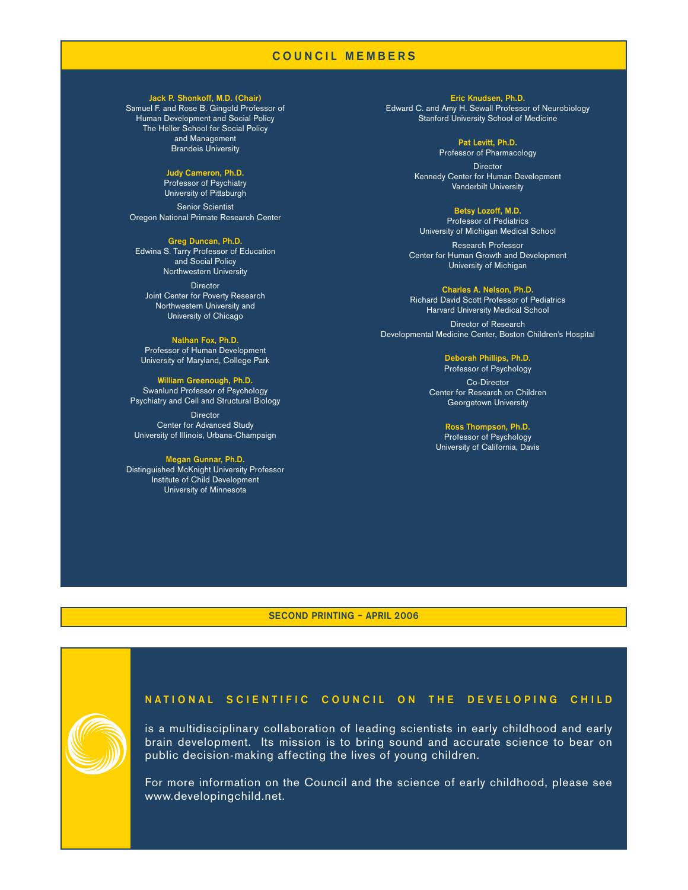## COUNCIL MEMBERS

**Jack P. Shonkoff, M.D. (Chair)**
Samuel F. and Rose B. Gingold Professor of Human Development and Social Policy
The Heller School for Social Policy and Management
Brandeis University

**Judy Cameron, Ph.D.**
Professor of Psychiatry
University of Pittsburgh

Senior Scientist
Oregon National Primate Research Center

**Greg Duncan, Ph.D.**
Edwina S. Tarry Professor of Education and Social Policy
Northwestern University

Director
Joint Center for Poverty Research
Northwestern University and University of Chicago

**Nathan Fox, Ph.D.**
Professor of Human Development
University of Maryland, College Park

**William Greenough, Ph.D.**
Swanlund Professor of Psychology
Psychiatry and Cell and Structural Biology

Director
Center for Advanced Study
University of Illinois, Urbana-Champaign

**Megan Gunnar, Ph.D.**
Distinguished McKnight University Professor
Institute of Child Development
University of Minnesota

**Eric Knudsen, Ph.D.**
Edward C. and Amy H. Sewall Professor of Neurobiology
Stanford University School of Medicine

**Pat Levitt, Ph.D.**
Professor of Pharmacology

Director
Kennedy Center for Human Development
Vanderbilt University

**Betsy Lozoff, M.D.**
Professor of Pediatrics
University of Michigan Medical School

Research Professor
Center for Human Growth and Development
University of Michigan

**Charles A. Nelson, Ph.D.**
Richard David Scott Professor of Pediatrics
Harvard University Medical School

Director of Research
Developmental Medicine Center, Boston Children's Hospital

**Deborah Phillips, Ph.D.**
Professor of Psychology

Co-Director
Center for Research on Children
Georgetown University

**Ross Thompson, Ph.D.**
Professor of Psychology
University of California, Davis

**SECOND PRINTING – APRIL 2006**

## NATIONAL SCIENTIFIC COUNCIL ON THE DEVELOPING CHILD

is a multidisciplinary collaboration of leading scientists in early childhood and early brain development. Its mission is to bring sound and accurate science to bear on public decision-making affecting the lives of young children.

For more information on the Council and the science of early childhood, please see www.developingchild.net.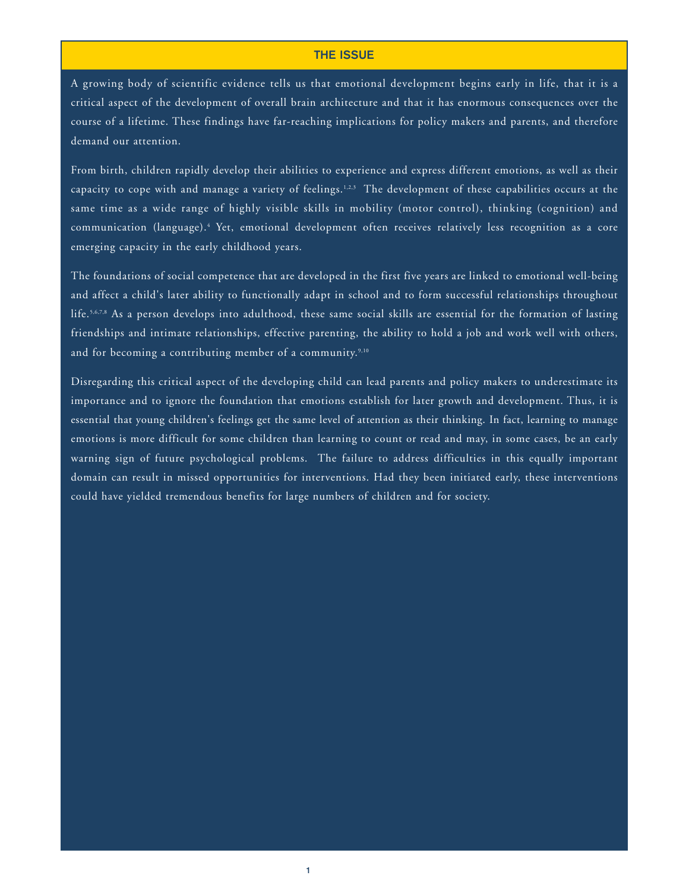## THE ISSUE

A growing body of scientific evidence tells us that emotional development begins early in life, that it is a critical aspect of the development of overall brain architecture and that it has enormous consequences over the course of a lifetime. These findings have far-reaching implications for policy makers and parents, and therefore demand our attention.

From birth, children rapidly develop their abilities to experience and express different emotions, as well as their capacity to cope with and manage a variety of feelings.[1,2,3] The development of these capabilities occurs at the same time as a wide range of highly visible skills in mobility (motor control), thinking (cognition) and communication (language).[4] Yet, emotional development often receives relatively less recognition as a core emerging capacity in the early childhood years.

The foundations of social competence that are developed in the first five years are linked to emotional well-being and affect a child's later ability to functionally adapt in school and to form successful relationships throughout life.[5,6,7,8] As a person develops into adulthood, these same social skills are essential for the formation of lasting friendships and intimate relationships, effective parenting, the ability to hold a job and work well with others, and for becoming a contributing member of a community.[9,10]

Disregarding this critical aspect of the developing child can lead parents and policy makers to underestimate its importance and to ignore the foundation that emotions establish for later growth and development. Thus, it is essential that young children's feelings get the same level of attention as their thinking. In fact, learning to manage emotions is more difficult for some children than learning to count or read and may, in some cases, be an early warning sign of future psychological problems. The failure to address difficulties in this equally important domain can result in missed opportunities for interventions. Had they been initiated early, these interventions could have yielded tremendous benefits for large numbers of children and for society.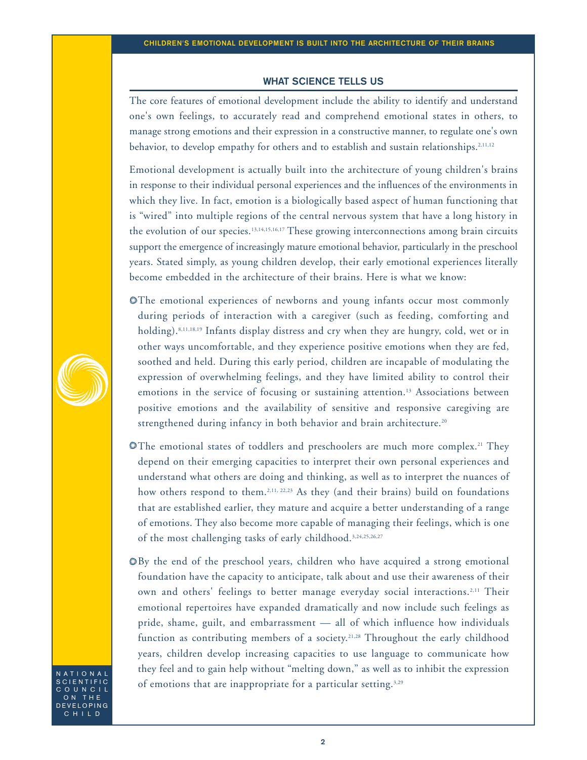## WHAT SCIENCE TELLS US

The core features of emotional development include the ability to identify and understand one's own feelings, to accurately read and comprehend emotional states in others, to manage strong emotions and their expression in a constructive manner, to regulate one's own behavior, to develop empathy for others and to establish and sustain relationships.[2,11,12]

Emotional development is actually built into the architecture of young children's brains in response to their individual personal experiences and the influences of the environments in which they live. In fact, emotion is a biologically based aspect of human functioning that is "wired" into multiple regions of the central nervous system that have a long history in the evolution of our species.[13,14,15,16,17] These growing interconnections among brain circuits support the emergence of increasingly mature emotional behavior, particularly in the preschool years. Stated simply, as young children develop, their early emotional experiences literally become embedded in the architecture of their brains. Here is what we know:

- The emotional experiences of newborns and young infants occur most commonly during periods of interaction with a caregiver (such as feeding, comforting and holding).[8,11,18,19] Infants display distress and cry when they are hungry, cold, wet or in other ways uncomfortable, and they experience positive emotions when they are fed, soothed and held. During this early period, children are incapable of modulating the expression of overwhelming feelings, and they have limited ability to control their emotions in the service of focusing or sustaining attention.[13] Associations between positive emotions and the availability of sensitive and responsive caregiving are strengthened during infancy in both behavior and brain architecture.[20]

- The emotional states of toddlers and preschoolers are much more complex.[21] They depend on their emerging capacities to interpret their own personal experiences and understand what others are doing and thinking, as well as to interpret the nuances of how others respond to them.[2,11,22,23] As they (and their brains) build on foundations that are established earlier, they mature and acquire a better understanding of a range of emotions. They also become more capable of managing their feelings, which is one of the most challenging tasks of early childhood.[3,24,25,26,27]

- By the end of the preschool years, children who have acquired a strong emotional foundation have the capacity to anticipate, talk about and use their awareness of their own and others' feelings to better manage everyday social interactions.[2,11] Their emotional repertoires have expanded dramatically and now include such feelings as pride, shame, guilt, and embarrassment — all of which influence how individuals function as contributing members of a society.[21,28] Throughout the early childhood years, children develop increasing capacities to use language to communicate how they feel and to gain help without "melting down," as well as to inhibit the expression of emotions that are inappropriate for a particular setting.[3,29]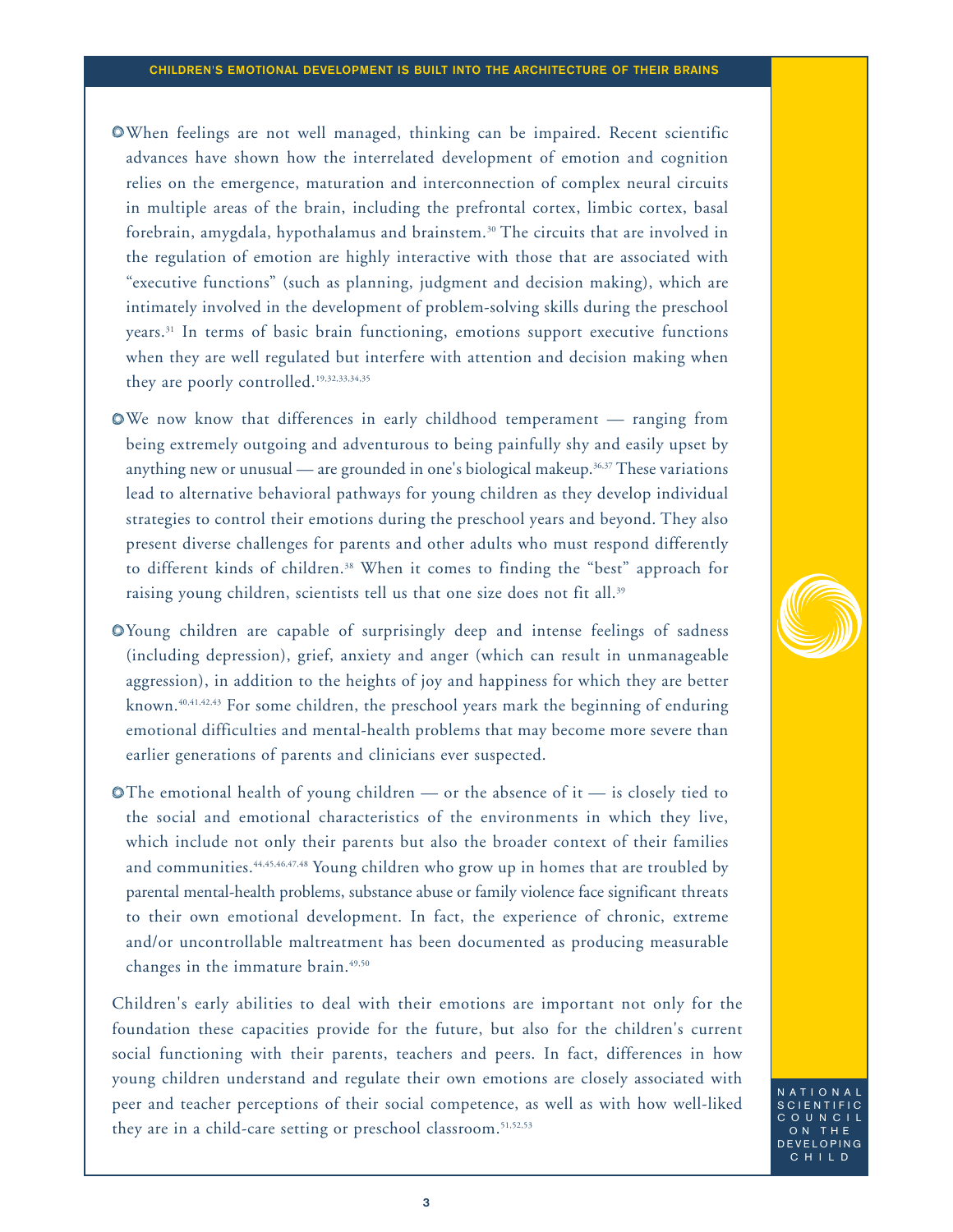- When feelings are not well managed, thinking can be impaired. Recent scientific advances have shown how the interrelated development of emotion and cognition relies on the emergence, maturation and interconnection of complex neural circuits in multiple areas of the brain, including the prefrontal cortex, limbic cortex, basal forebrain, amygdala, hypothalamus and brainstem.[30] The circuits that are involved in the regulation of emotion are highly interactive with those that are associated with "executive functions" (such as planning, judgment and decision making), which are intimately involved in the development of problem-solving skills during the preschool years.[31] In terms of basic brain functioning, emotions support executive functions when they are well regulated but interfere with attention and decision making when they are poorly controlled.[19,32,33,34,35]

- We now know that differences in early childhood temperament — ranging from being extremely outgoing and adventurous to being painfully shy and easily upset by anything new or unusual — are grounded in one's biological makeup.[36,37] These variations lead to alternative behavioral pathways for young children as they develop individual strategies to control their emotions during the preschool years and beyond. They also present diverse challenges for parents and other adults who must respond differently to different kinds of children.[38] When it comes to finding the "best" approach for raising young children, scientists tell us that one size does not fit all.[39]

- Young children are capable of surprisingly deep and intense feelings of sadness (including depression), grief, anxiety and anger (which can result in unmanageable aggression), in addition to the heights of joy and happiness for which they are better known.[40,41,42,43] For some children, the preschool years mark the beginning of enduring emotional difficulties and mental-health problems that may become more severe than earlier generations of parents and clinicians ever suspected.

- The emotional health of young children — or the absence of it — is closely tied to the social and emotional characteristics of the environments in which they live, which include not only their parents but also the broader context of their families and communities.[44,45,46,47,48] Young children who grow up in homes that are troubled by parental mental-health problems, substance abuse or family violence face significant threats to their own emotional development. In fact, the experience of chronic, extreme and/or uncontrollable maltreatment has been documented as producing measurable changes in the immature brain.[49,50]

Children's early abilities to deal with their emotions are important not only for the foundation these capacities provide for the future, but also for the children's current social functioning with their parents, teachers and peers. In fact, differences in how young children understand and regulate their own emotions are closely associated with peer and teacher perceptions of their social competence, as well as with how well-liked they are in a child-care setting or preschool classroom.[51,52,53]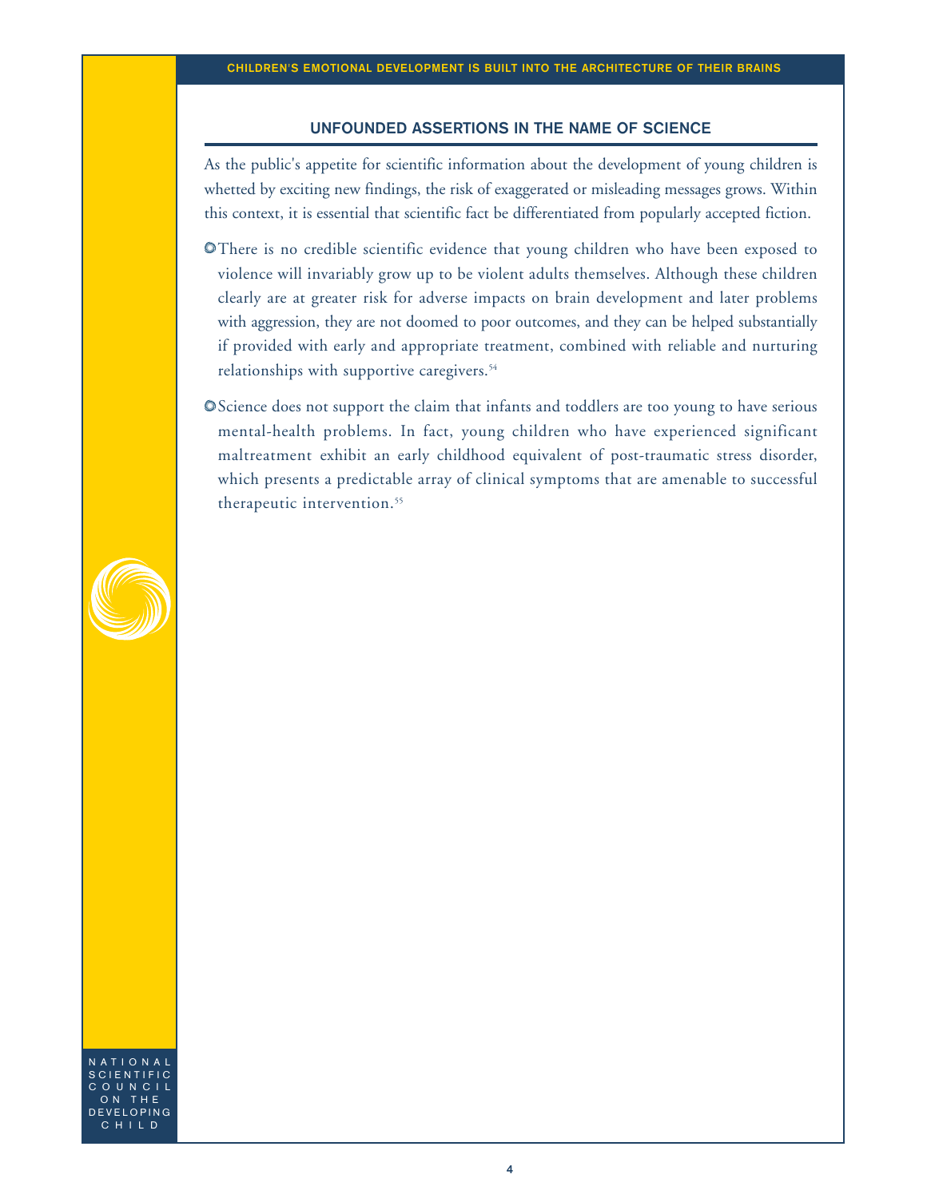## UNFOUNDED ASSERTIONS IN THE NAME OF SCIENCE

As the public's appetite for scientific information about the development of young children is whetted by exciting new findings, the risk of exaggerated or misleading messages grows. Within this context, it is essential that scientific fact be differentiated from popularly accepted fiction.

- There is no credible scientific evidence that young children who have been exposed to violence will invariably grow up to be violent adults themselves. Although these children clearly are at greater risk for adverse impacts on brain development and later problems with aggression, they are not doomed to poor outcomes, and they can be helped substantially if provided with early and appropriate treatment, combined with reliable and nurturing relationships with supportive caregivers.[54]

- Science does not support the claim that infants and toddlers are too young to have serious mental-health problems. In fact, young children who have experienced significant maltreatment exhibit an early childhood equivalent of post-traumatic stress disorder, which presents a predictable array of clinical symptoms that are amenable to successful therapeutic intervention.[55]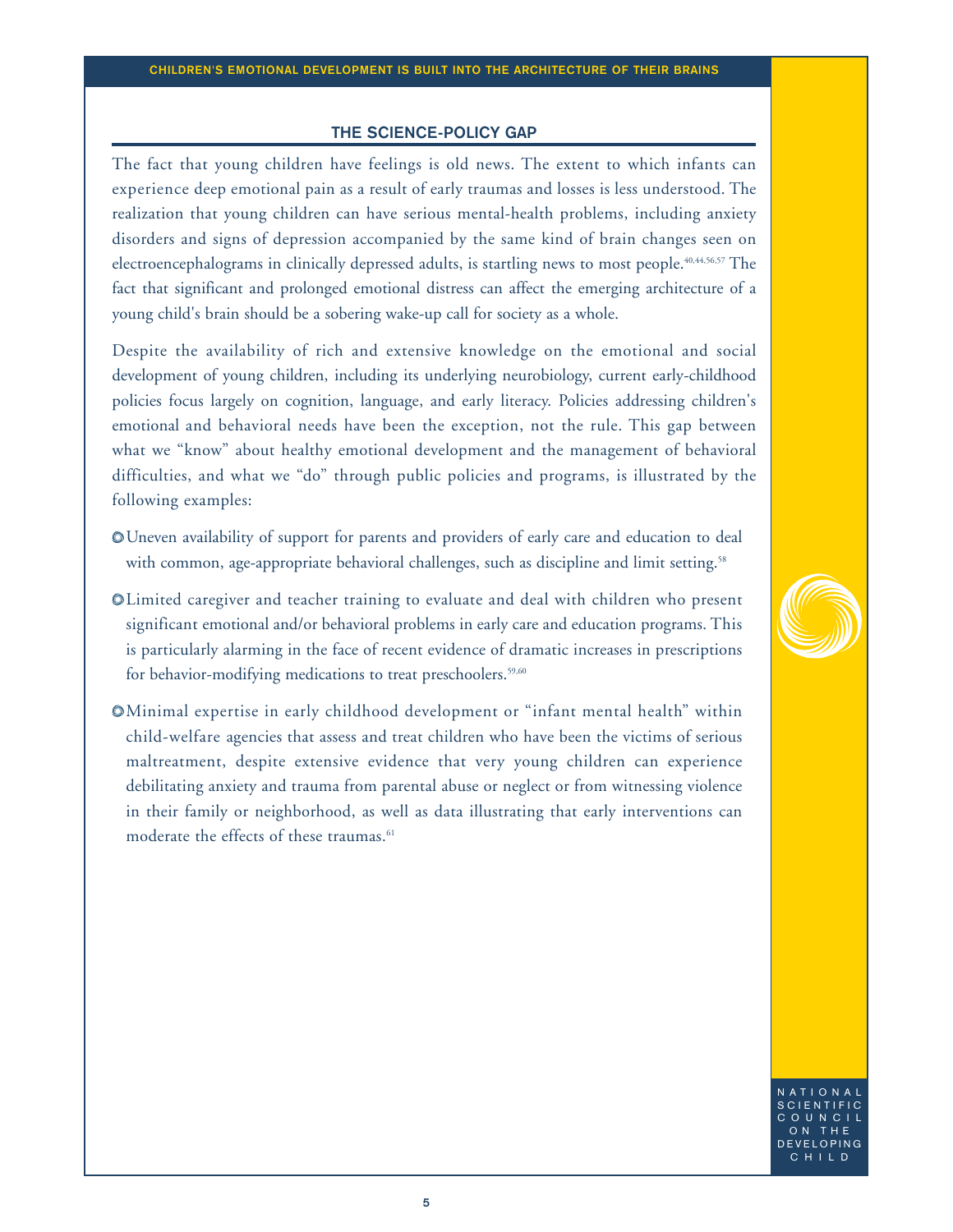## THE SCIENCE-POLICY GAP

The fact that young children have feelings is old news. The extent to which infants can experience deep emotional pain as a result of early traumas and losses is less understood. The realization that young children can have serious mental-health problems, including anxiety disorders and signs of depression accompanied by the same kind of brain changes seen on electroencephalograms in clinically depressed adults, is startling news to most people.[40,44,56,57] The fact that significant and prolonged emotional distress can affect the emerging architecture of a young child's brain should be a sobering wake-up call for society as a whole.

Despite the availability of rich and extensive knowledge on the emotional and social development of young children, including its underlying neurobiology, current early-childhood policies focus largely on cognition, language, and early literacy. Policies addressing children's emotional and behavioral needs have been the exception, not the rule. This gap between what we "know" about healthy emotional development and the management of behavioral difficulties, and what we "do" through public policies and programs, is illustrated by the following examples:

- Uneven availability of support for parents and providers of early care and education to deal with common, age-appropriate behavioral challenges, such as discipline and limit setting.[58]
- Limited caregiver and teacher training to evaluate and deal with children who present significant emotional and/or behavioral problems in early care and education programs. This is particularly alarming in the face of recent evidence of dramatic increases in prescriptions for behavior-modifying medications to treat preschoolers.[59,60]
- Minimal expertise in early childhood development or "infant mental health" within child-welfare agencies that assess and treat children who have been the victims of serious maltreatment, despite extensive evidence that very young children can experience debilitating anxiety and trauma from parental abuse or neglect or from witnessing violence in their family or neighborhood, as well as data illustrating that early interventions can moderate the effects of these traumas.[61]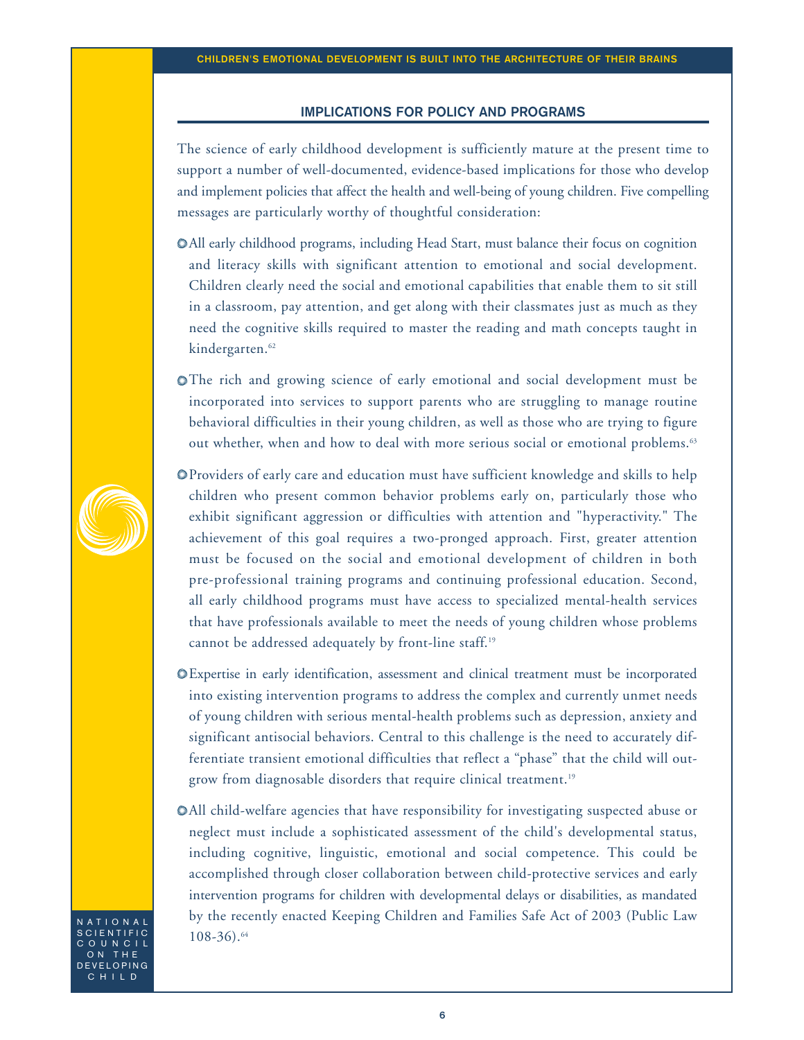## IMPLICATIONS FOR POLICY AND PROGRAMS

The science of early childhood development is sufficiently mature at the present time to support a number of well-documented, evidence-based implications for those who develop and implement policies that affect the health and well-being of young children. Five compelling messages are particularly worthy of thoughtful consideration:

- All early childhood programs, including Head Start, must balance their focus on cognition and literacy skills with significant attention to emotional and social development. Children clearly need the social and emotional capabilities that enable them to sit still in a classroom, pay attention, and get along with their classmates just as much as they need the cognitive skills required to master the reading and math concepts taught in kindergarten.[62]

- The rich and growing science of early emotional and social development must be incorporated into services to support parents who are struggling to manage routine behavioral difficulties in their young children, as well as those who are trying to figure out whether, when and how to deal with more serious social or emotional problems.[63]

- Providers of early care and education must have sufficient knowledge and skills to help children who present common behavior problems early on, particularly those who exhibit significant aggression or difficulties with attention and "hyperactivity." The achievement of this goal requires a two-pronged approach. First, greater attention must be focused on the social and emotional development of children in both pre-professional training programs and continuing professional education. Second, all early childhood programs must have access to specialized mental-health services that have professionals available to meet the needs of young children whose problems cannot be addressed adequately by front-line staff.[19]

- Expertise in early identification, assessment and clinical treatment must be incorporated into existing intervention programs to address the complex and currently unmet needs of young children with serious mental-health problems such as depression, anxiety and significant antisocial behaviors. Central to this challenge is the need to accurately differentiate transient emotional difficulties that reflect a "phase" that the child will outgrow from diagnosable disorders that require clinical treatment.[19]

- All child-welfare agencies that have responsibility for investigating suspected abuse or neglect must include a sophisticated assessment of the child's developmental status, including cognitive, linguistic, emotional and social competence. This could be accomplished through closer collaboration between child-protective services and early intervention programs for children with developmental delays or disabilities, as mandated by the recently enacted Keeping Children and Families Safe Act of 2003 (Public Law 108-36).[64]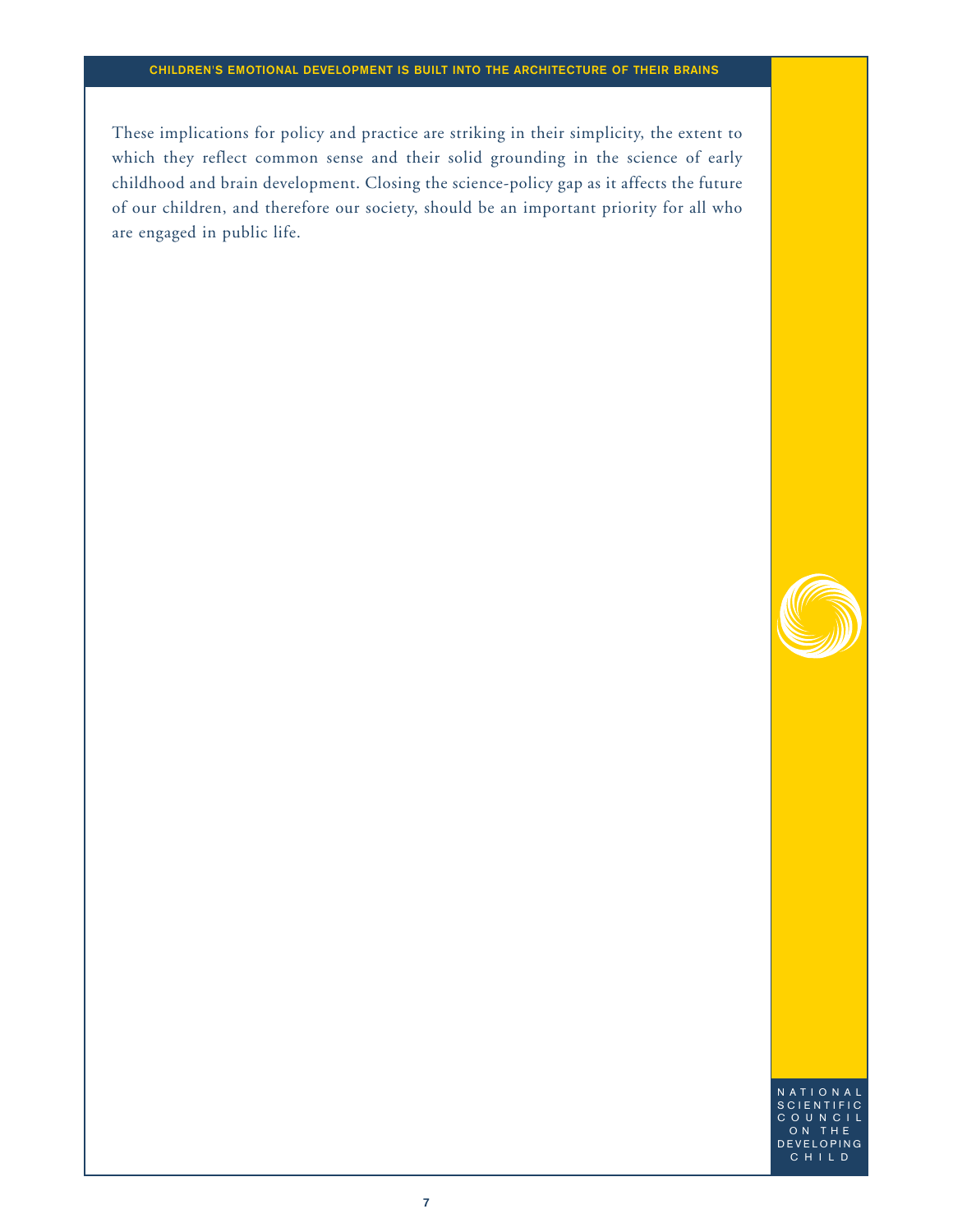These implications for policy and practice are striking in their simplicity, the extent to which they reflect common sense and their solid grounding in the science of early childhood and brain development. Closing the science-policy gap as it affects the future of our children, and therefore our society, should be an important priority for all who are engaged in public life.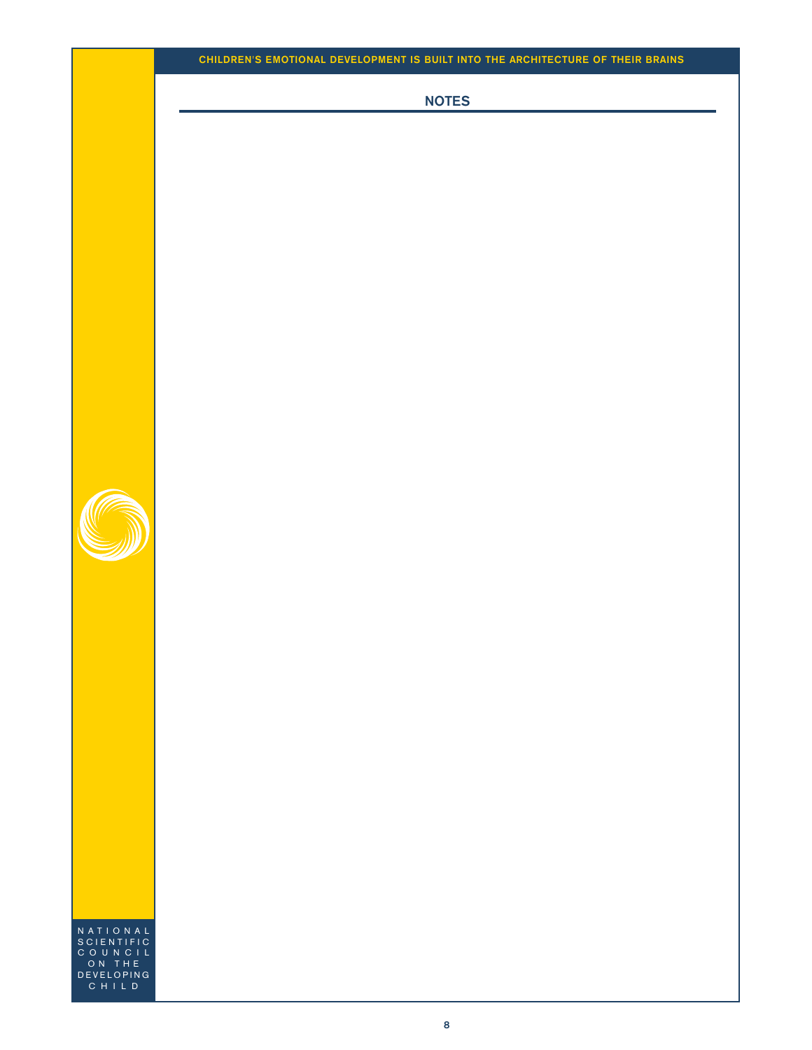## NOTES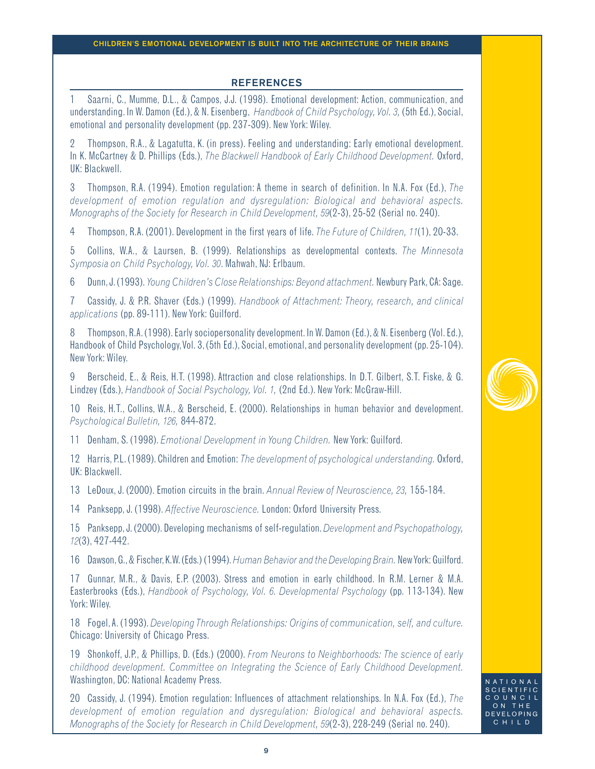## REFERENCES

1 Saarni, C., Mumme, D.L., & Campos, J.J. (1998). Emotional development: Action, communication, and understanding. In W. Damon (Ed.), & N. Eisenberg, *Handbook of Child Psychology, Vol. 3,* (5th Ed.), Social, emotional and personality development (pp. 237-309). New York: Wiley.

2 Thompson, R.A., & Lagatutta, K. (in press). Feeling and understanding: Early emotional development. In K. McCartney & D. Phillips (Eds.), *The Blackwell Handbook of Early Childhood Development.* Oxford, UK: Blackwell.

3 Thompson, R.A. (1994). Emotion regulation: A theme in search of definition. In N.A. Fox (Ed.), *The development of emotion regulation and dysregulation: Biological and behavioral aspects. Monographs of the Society for Research in Child Development, 59*(2-3), 25-52 (Serial no. 240).

4 Thompson, R.A. (2001). Development in the first years of life. *The Future of Children, 11*(1), 20-33.

5 Collins, W.A., & Laursen, B. (1999). Relationships as developmental contexts. *The Minnesota Symposia on Child Psychology, Vol. 30*. Mahwah, NJ: Erlbaum.

6 Dunn, J. (1993). *Young Children's Close Relationships: Beyond attachment.* Newbury Park, CA: Sage.

7 Cassidy, J. & P.R. Shaver (Eds.) (1999). *Handbook of Attachment: Theory, research, and clinical applications* (pp. 89-111). New York: Guilford.

8 Thompson, R.A. (1998). Early sociopersonality development. In W. Damon (Ed.), & N. Eisenberg (Vol. Ed.), Handbook of Child Psychology, Vol. 3, (5th Ed.), Social, emotional, and personality development (pp. 25-104). New York: Wiley.

9 Berscheid, E., & Reis, H.T. (1998). Attraction and close relationships. In D.T. Gilbert, S.T. Fiske, & G. Lindzey (Eds.), *Handbook of Social Psychology, Vol. 1,* (2nd Ed.). New York: McGraw-Hill.

10 Reis, H.T., Collins, W.A., & Berscheid, E. (2000). Relationships in human behavior and development. *Psychological Bulletin, 126,* 844-872.

11 Denham, S. (1998). *Emotional Development in Young Children.* New York: Guilford.

12 Harris, P.L. (1989). Children and Emotion: *The development of psychological understanding.* Oxford, UK: Blackwell.

13 LeDoux, J. (2000). Emotion circuits in the brain. *Annual Review of Neuroscience, 23,* 155-184.

14 Panksepp, J. (1998). *Affective Neuroscience.* London: Oxford University Press.

15 Panksepp, J. (2000). Developing mechanisms of self-regulation. *Development and Psychopathology, 12*(3), 427-442.

16 Dawson, G., & Fischer, K.W. (Eds.) (1994). *Human Behavior and the Developing Brain.* New York: Guilford.

17 Gunnar, M.R., & Davis, E.P. (2003). Stress and emotion in early childhood. In R.M. Lerner & M.A. Easterbrooks (Eds.), *Handbook of Psychology, Vol. 6. Developmental Psychology* (pp. 113-134). New York: Wiley.

18 Fogel, A. (1993). *Developing Through Relationships: Origins of communication, self, and culture.* Chicago: University of Chicago Press.

19 Shonkoff, J.P., & Phillips, D. (Eds.) (2000). *From Neurons to Neighborhoods: The science of early childhood development. Committee on Integrating the Science of Early Childhood Development.* Washington, DC: National Academy Press.

20 Cassidy, J. (1994). Emotion regulation: Influences of attachment relationships. In N.A. Fox (Ed.), *The development of emotion regulation and dysregulation: Biological and behavioral aspects. Monographs of the Society for Research in Child Development, 59*(2-3), 228-249 (Serial no. 240).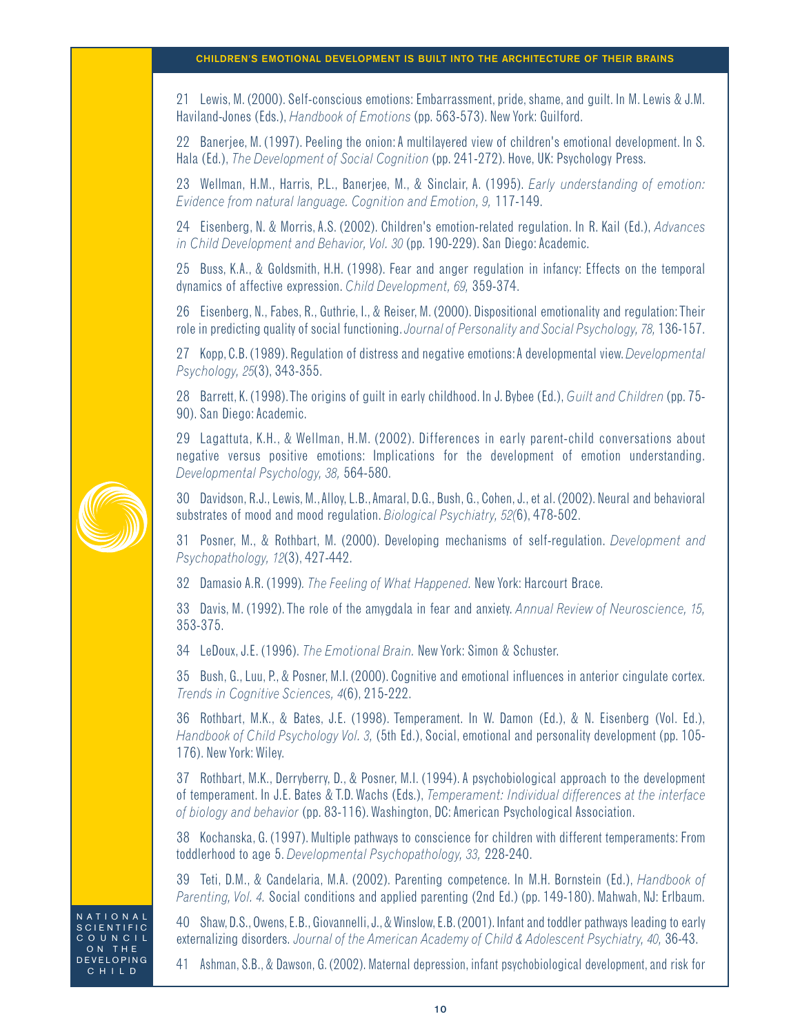21 Lewis, M. (2000). Self-conscious emotions: Embarrassment, pride, shame, and guilt. In M. Lewis & J.M. Haviland-Jones (Eds.), *Handbook of Emotions* (pp. 563-573). New York: Guilford.

22 Banerjee, M. (1997). Peeling the onion: A multilayered view of children's emotional development. In S. Hala (Ed.), *The Development of Social Cognition* (pp. 241-272). Hove, UK: Psychology Press.

23 Wellman, H.M., Harris, P.L., Banerjee, M., & Sinclair, A. (1995). *Early understanding of emotion: Evidence from natural language. Cognition and Emotion, 9,* 117-149.

24 Eisenberg, N. & Morris, A.S. (2002). Children's emotion-related regulation. In R. Kail (Ed.), *Advances in Child Development and Behavior, Vol. 30* (pp. 190-229). San Diego: Academic.

25 Buss, K.A., & Goldsmith, H.H. (1998). Fear and anger regulation in infancy: Effects on the temporal dynamics of affective expression. *Child Development, 69,* 359-374.

26 Eisenberg, N., Fabes, R., Guthrie, I., & Reiser, M. (2000). Dispositional emotionality and regulation: Their role in predicting quality of social functioning. *Journal of Personality and Social Psychology, 78,* 136-157.

27 Kopp, C.B. (1989). Regulation of distress and negative emotions: A developmental view. *Developmental Psychology, 25*(3), 343-355.

28 Barrett, K. (1998). The origins of guilt in early childhood. In J. Bybee (Ed.), *Guilt and Children* (pp. 75-90). San Diego: Academic.

29 Lagattuta, K.H., & Wellman, H.M. (2002). Differences in early parent-child conversations about negative versus positive emotions: Implications for the development of emotion understanding. *Developmental Psychology, 38,* 564-580.

30 Davidson, R.J., Lewis, M., Alloy, L.B., Amaral, D.G., Bush, G., Cohen, J., et al. (2002). Neural and behavioral substrates of mood and mood regulation. *Biological Psychiatry, 52*(6), 478-502.

31 Posner, M., & Rothbart, M. (2000). Developing mechanisms of self-regulation. *Development and Psychopathology, 12*(3), 427-442.

32 Damasio A.R. (1999). *The Feeling of What Happened.* New York: Harcourt Brace.

33 Davis, M. (1992). The role of the amygdala in fear and anxiety. *Annual Review of Neuroscience, 15,* 353-375.

34 LeDoux, J.E. (1996). *The Emotional Brain.* New York: Simon & Schuster.

35 Bush, G., Luu, P., & Posner, M.I. (2000). Cognitive and emotional influences in anterior cingulate cortex. *Trends in Cognitive Sciences, 4*(6), 215-222.

36 Rothbart, M.K., & Bates, J.E. (1998). Temperament. In W. Damon (Ed.), & N. Eisenberg (Vol. Ed.), *Handbook of Child Psychology Vol. 3,* (5th Ed.), Social, emotional and personality development (pp. 105-176). New York: Wiley.

37 Rothbart, M.K., Derryberry, D., & Posner, M.I. (1994). A psychobiological approach to the development of temperament. In J.E. Bates & T.D. Wachs (Eds.), *Temperament: Individual differences at the interface of biology and behavior* (pp. 83-116). Washington, DC: American Psychological Association.

38 Kochanska, G. (1997). Multiple pathways to conscience for children with different temperaments: From toddlerhood to age 5. *Developmental Psychopathology, 33,* 228-240.

39 Teti, D.M., & Candelaria, M.A. (2002). Parenting competence. In M.H. Bornstein (Ed.), *Handbook of Parenting, Vol. 4.* Social conditions and applied parenting (2nd Ed.) (pp. 149-180). Mahwah, NJ: Erlbaum.

40 Shaw, D.S., Owens, E.B., Giovannelli, J., & Winslow, E.B. (2001). Infant and toddler pathways leading to early externalizing disorders. *Journal of the American Academy of Child & Adolescent Psychiatry, 40,* 36-43.

41 Ashman, S.B., & Dawson, G. (2002). Maternal depression, infant psychobiological development, and risk for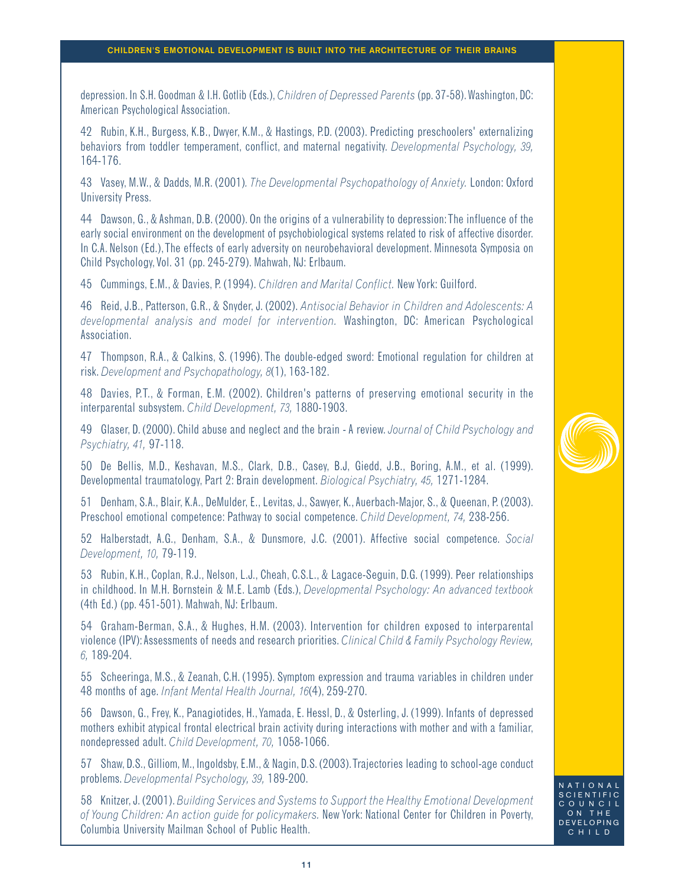depression. In S.H. Goodman & I.H. Gotlib (Eds.), *Children of Depressed Parents* (pp. 37-58). Washington, DC: American Psychological Association.

42 Rubin, K.H., Burgess, K.B., Dwyer, K.M., & Hastings, P.D. (2003). Predicting preschoolers' externalizing behaviors from toddler temperament, conflict, and maternal negativity. *Developmental Psychology, 39,* 164-176.

43 Vasey, M.W., & Dadds, M.R. (2001). *The Developmental Psychopathology of Anxiety.* London: Oxford University Press.

44 Dawson, G., & Ashman, D.B. (2000). On the origins of a vulnerability to depression: The influence of the early social environment on the development of psychobiological systems related to risk of affective disorder. In C.A. Nelson (Ed.), The effects of early adversity on neurobehavioral development. Minnesota Symposia on Child Psychology, Vol. 31 (pp. 245-279). Mahwah, NJ: Erlbaum.

45 Cummings, E.M., & Davies, P. (1994). *Children and Marital Conflict.* New York: Guilford.

46 Reid, J.B., Patterson, G.R., & Snyder, J. (2002). *Antisocial Behavior in Children and Adolescents: A developmental analysis and model for intervention.* Washington, DC: American Psychological Association.

47 Thompson, R.A., & Calkins, S. (1996). The double-edged sword: Emotional regulation for children at risk. *Development and Psychopathology, 8*(1), 163-182.

48 Davies, P.T., & Forman, E.M. (2002). Children's patterns of preserving emotional security in the interparental subsystem. *Child Development, 73,* 1880-1903.

49 Glaser, D. (2000). Child abuse and neglect and the brain - A review. *Journal of Child Psychology and Psychiatry, 41,* 97-118.

50 De Bellis, M.D., Keshavan, M.S., Clark, D.B., Casey, B.J, Giedd, J.B., Boring, A.M., et al. (1999). Developmental traumatology, Part 2: Brain development. *Biological Psychiatry, 45,* 1271-1284.

51 Denham, S.A., Blair, K.A., DeMulder, E., Levitas, J., Sawyer, K., Auerbach-Major, S., & Queenan, P. (2003). Preschool emotional competence: Pathway to social competence. *Child Development, 74,* 238-256.

52 Halberstadt, A.G., Denham, S.A., & Dunsmore, J.C. (2001). Affective social competence. *Social Development, 10,* 79-119.

53 Rubin, K.H., Coplan, R.J., Nelson, L.J., Cheah, C.S.L., & Lagace-Seguin, D.G. (1999). Peer relationships in childhood. In M.H. Bornstein & M.E. Lamb (Eds.), *Developmental Psychology: An advanced textbook* (4th Ed.) (pp. 451-501). Mahwah, NJ: Erlbaum.

54 Graham-Berman, S.A., & Hughes, H.M. (2003). Intervention for children exposed to interparental violence (IPV): Assessments of needs and research priorities. *Clinical Child & Family Psychology Review, 6,* 189-204.

55 Scheeringa, M.S., & Zeanah, C.H. (1995). Symptom expression and trauma variables in children under 48 months of age. *Infant Mental Health Journal, 16*(4), 259-270.

56 Dawson, G., Frey, K., Panagiotides, H., Yamada, E. Hessl, D., & Osterling, J. (1999). Infants of depressed mothers exhibit atypical frontal electrical brain activity during interactions with mother and with a familiar, nondepressed adult. *Child Development, 70,* 1058-1066.

57 Shaw, D.S., Gilliom, M., Ingoldsby, E.M., & Nagin, D.S. (2003). Trajectories leading to school-age conduct problems. *Developmental Psychology, 39,* 189-200.

58 Knitzer, J. (2001). *Building Services and Systems to Support the Healthy Emotional Development of Young Children: An action guide for policymakers.* New York: National Center for Children in Poverty, Columbia University Mailman School of Public Health.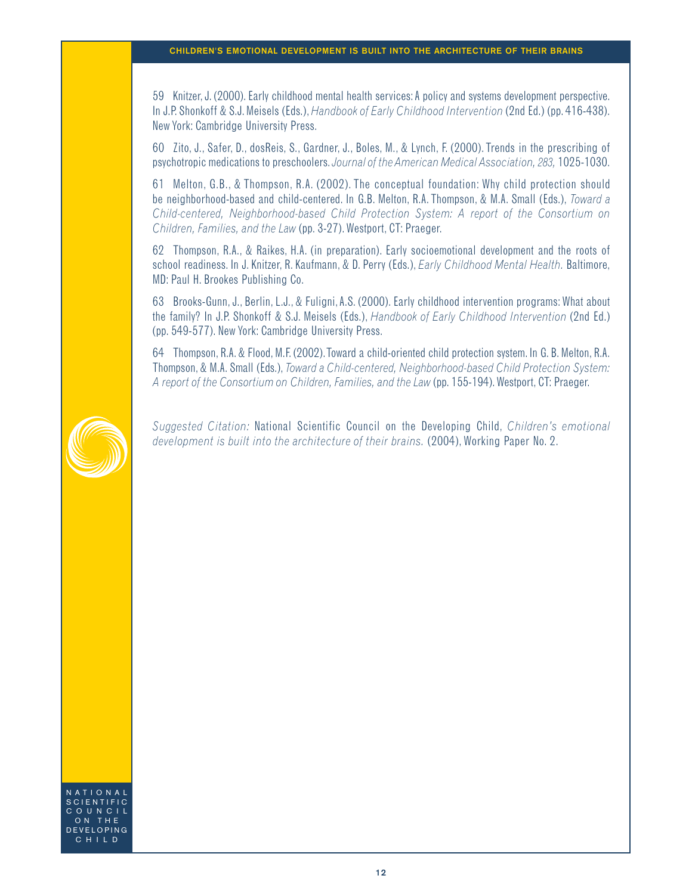59 Knitzer, J. (2000). Early childhood mental health services: A policy and systems development perspective. In J.P. Shonkoff & S.J. Meisels (Eds.), *Handbook of Early Childhood Intervention* (2nd Ed.) (pp. 416-438). New York: Cambridge University Press.

60 Zito, J., Safer, D., dosReis, S., Gardner, J., Boles, M., & Lynch, F. (2000). Trends in the prescribing of psychotropic medications to preschoolers. *Journal of the American Medical Association, 283,* 1025-1030.

61 Melton, G.B., & Thompson, R.A. (2002). The conceptual foundation: Why child protection should be neighborhood-based and child-centered. In G.B. Melton, R.A. Thompson, & M.A. Small (Eds.), *Toward a Child-centered, Neighborhood-based Child Protection System: A report of the Consortium on Children, Families, and the Law* (pp. 3-27). Westport, CT: Praeger.

62 Thompson, R.A., & Raikes, H.A. (in preparation). Early socioemotional development and the roots of school readiness. In J. Knitzer, R. Kaufmann, & D. Perry (Eds.), *Early Childhood Mental Health.* Baltimore, MD: Paul H. Brookes Publishing Co.

63 Brooks-Gunn, J., Berlin, L.J., & Fuligni, A.S. (2000). Early childhood intervention programs: What about the family? In J.P. Shonkoff & S.J. Meisels (Eds.), *Handbook of Early Childhood Intervention* (2nd Ed.) (pp. 549-577). New York: Cambridge University Press.

64 Thompson, R.A. & Flood, M.F. (2002). Toward a child-oriented child protection system. In G. B. Melton, R.A. Thompson, & M.A. Small (Eds.), *Toward a Child-centered, Neighborhood-based Child Protection System: A report of the Consortium on Children, Families, and the Law* (pp. 155-194). Westport, CT: Praeger.

*Suggested Citation:* National Scientific Council on the Developing Child, *Children's emotional development is built into the architecture of their brains.* (2004), Working Paper No. 2.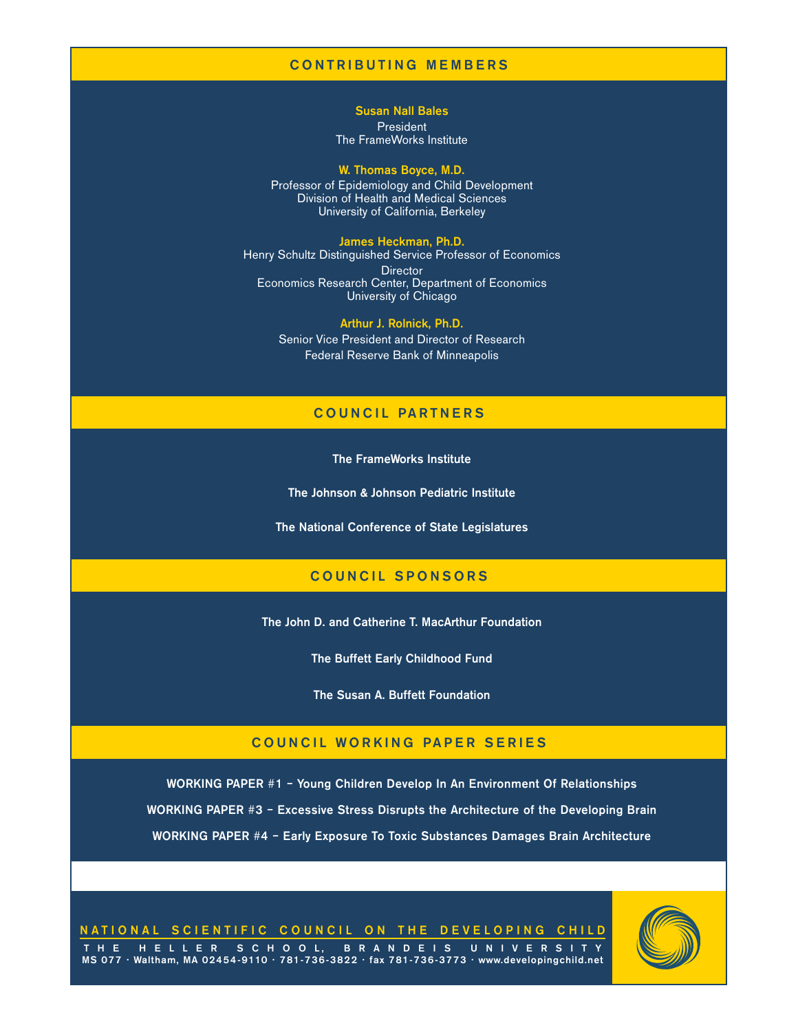## CONTRIBUTING MEMBERS

**Susan Nall Bales**
President
The FrameWorks Institute

**W. Thomas Boyce, M.D.**
Professor of Epidemiology and Child Development
Division of Health and Medical Sciences
University of California, Berkeley

**James Heckman, Ph.D.**
Henry Schultz Distinguished Service Professor of Economics
Director
Economics Research Center, Department of Economics
University of Chicago

**Arthur J. Rolnick, Ph.D.**
Senior Vice President and Director of Research
Federal Reserve Bank of Minneapolis

## COUNCIL PARTNERS

The FrameWorks Institute

The Johnson & Johnson Pediatric Institute

The National Conference of State Legislatures

## COUNCIL SPONSORS

The John D. and Catherine T. MacArthur Foundation

The Buffett Early Childhood Fund

The Susan A. Buffett Foundation

## COUNCIL WORKING PAPER SERIES

WORKING PAPER #1 – Young Children Develop In An Environment Of Relationships

WORKING PAPER #3 – Excessive Stress Disrupts the Architecture of the Developing Brain

WORKING PAPER #4 – Early Exposure To Toxic Substances Damages Brain Architecture

**NATIONAL SCIENTIFIC COUNCIL ON THE DEVELOPING CHILD**

THE HELLER SCHOOL, BRANDEIS UNIVERSITY
MS 077 · Waltham, MA 02454-9110 · 781-736-3822 · fax 781-736-3773 · www.developingchild.net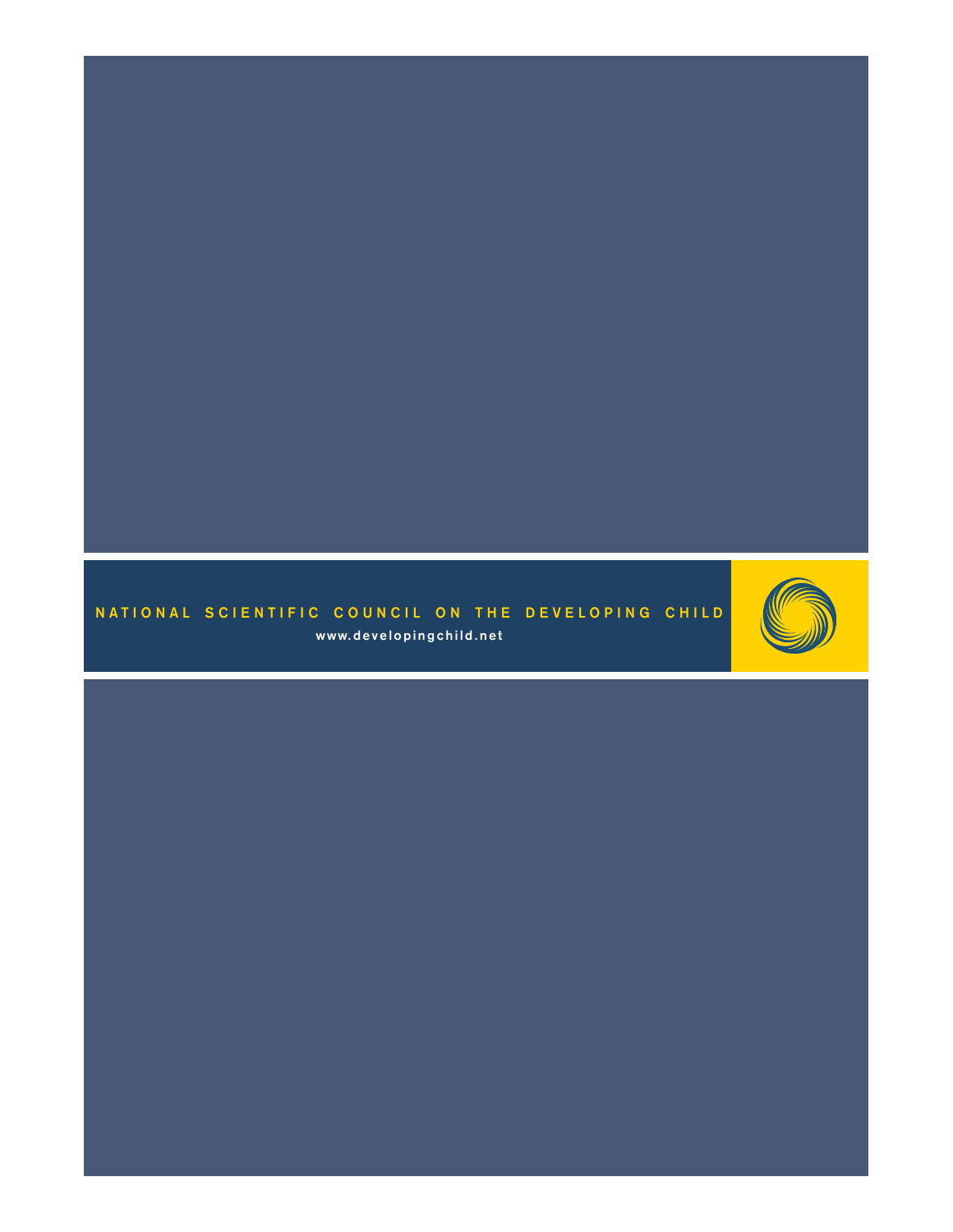NATIONAL SCIENTIFIC COUNCIL ON THE DEVELOPING CHILD

www.developingchild.net